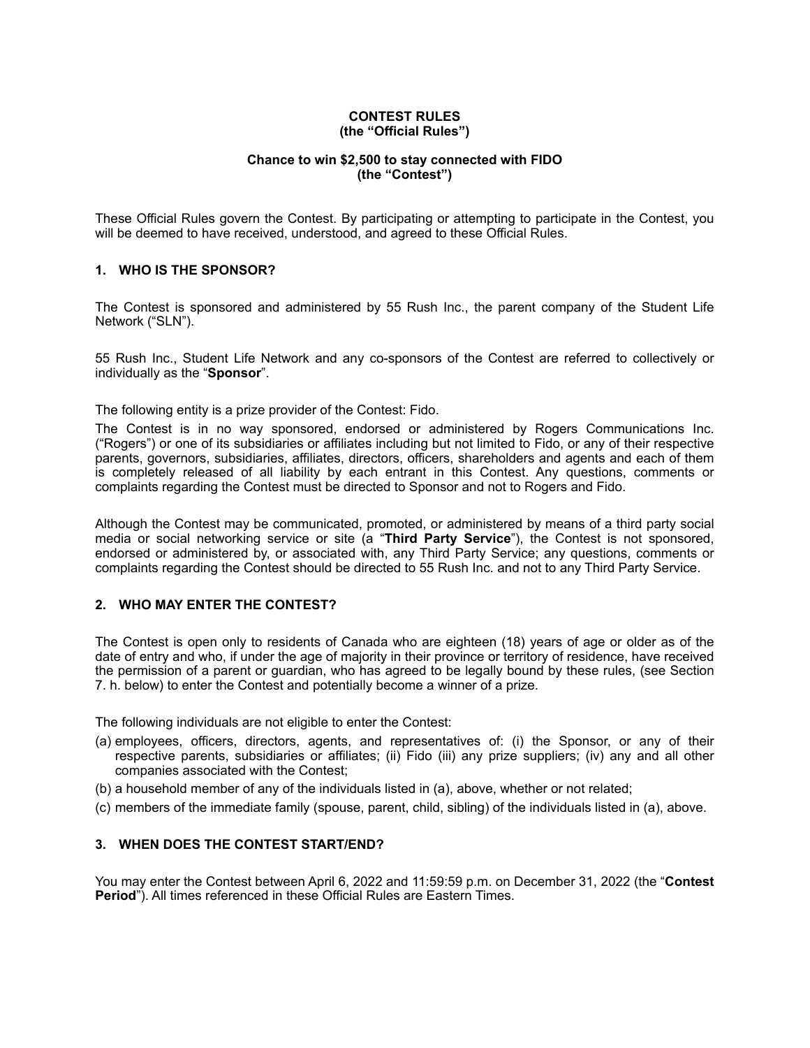**CONTEST RULES**
**(the "Official Rules")**

**Chance to win $2,500 to stay connected with FIDO**
**(the "Contest")**

These Official Rules govern the Contest. By participating or attempting to participate in the Contest, you will be deemed to have received, understood, and agreed to these Official Rules.

## 1. WHO IS THE SPONSOR?

The Contest is sponsored and administered by 55 Rush Inc., the parent company of the Student Life Network ("SLN").

55 Rush Inc., Student Life Network and any co-sponsors of the Contest are referred to collectively or individually as the "**Sponsor**".

The following entity is a prize provider of the Contest: Fido.

The Contest is in no way sponsored, endorsed or administered by Rogers Communications Inc. ("Rogers") or one of its subsidiaries or affiliates including but not limited to Fido, or any of their respective parents, governors, subsidiaries, affiliates, directors, officers, shareholders and agents and each of them is completely released of all liability by each entrant in this Contest. Any questions, comments or complaints regarding the Contest must be directed to Sponsor and not to Rogers and Fido.

Although the Contest may be communicated, promoted, or administered by means of a third party social media or social networking service or site (a "**Third Party Service**"), the Contest is not sponsored, endorsed or administered by, or associated with, any Third Party Service; any questions, comments or complaints regarding the Contest should be directed to 55 Rush Inc. and not to any Third Party Service.

## 2. WHO MAY ENTER THE CONTEST?

The Contest is open only to residents of Canada who are eighteen (18) years of age or older as of the date of entry and who, if under the age of majority in their province or territory of residence, have received the permission of a parent or guardian, who has agreed to be legally bound by these rules, (see Section 7. h. below) to enter the Contest and potentially become a winner of a prize.

The following individuals are not eligible to enter the Contest:

(a) employees, officers, directors, agents, and representatives of: (i) the Sponsor, or any of their respective parents, subsidiaries or affiliates; (ii) Fido (iii) any prize suppliers; (iv) any and all other companies associated with the Contest;

(b) a household member of any of the individuals listed in (a), above, whether or not related;

(c) members of the immediate family (spouse, parent, child, sibling) of the individuals listed in (a), above.

## 3. WHEN DOES THE CONTEST START/END?

You may enter the Contest between April 6, 2022 and 11:59:59 p.m. on December 31, 2022 (the "**Contest Period**"). All times referenced in these Official Rules are Eastern Times.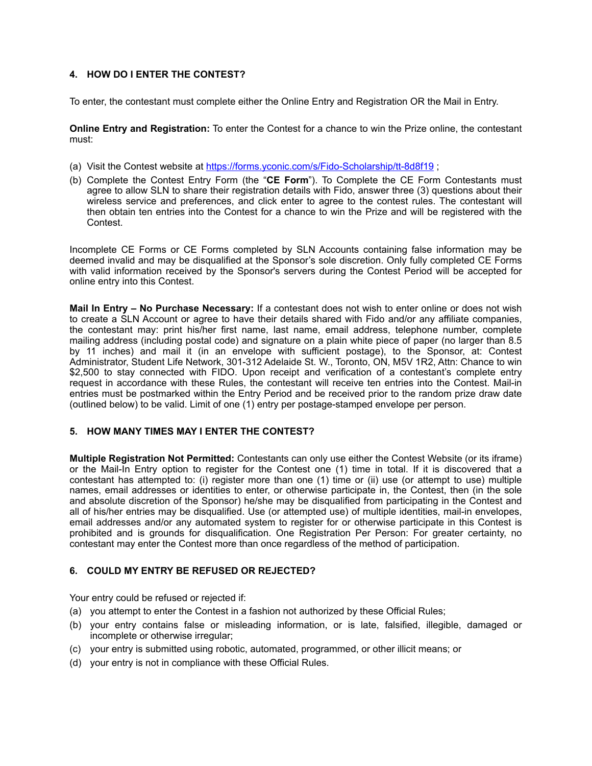## 4. HOW DO I ENTER THE CONTEST?

To enter, the contestant must complete either the Online Entry and Registration OR the Mail in Entry.

**Online Entry and Registration:** To enter the Contest for a chance to win the Prize online, the contestant must:

(a) Visit the Contest website at https://forms.yconic.com/s/Fido-Scholarship/tt-8d8f19 ;

(b) Complete the Contest Entry Form (the "**CE Form**"). To Complete the CE Form Contestants must agree to allow SLN to share their registration details with Fido, answer three (3) questions about their wireless service and preferences, and click enter to agree to the contest rules. The contestant will then obtain ten entries into the Contest for a chance to win the Prize and will be registered with the Contest.

Incomplete CE Forms or CE Forms completed by SLN Accounts containing false information may be deemed invalid and may be disqualified at the Sponsor's sole discretion. Only fully completed CE Forms with valid information received by the Sponsor's servers during the Contest Period will be accepted for online entry into this Contest.

**Mail In Entry – No Purchase Necessary:** If a contestant does not wish to enter online or does not wish to create a SLN Account or agree to have their details shared with Fido and/or any affiliate companies, the contestant may: print his/her first name, last name, email address, telephone number, complete mailing address (including postal code) and signature on a plain white piece of paper (no larger than 8.5 by 11 inches) and mail it (in an envelope with sufficient postage), to the Sponsor, at: Contest Administrator, Student Life Network, 301-312 Adelaide St. W., Toronto, ON, M5V 1R2, Attn: Chance to win $2,500 to stay connected with FIDO. Upon receipt and verification of a contestant's complete entry request in accordance with these Rules, the contestant will receive ten entries into the Contest. Mail-in entries must be postmarked within the Entry Period and be received prior to the random prize draw date (outlined below) to be valid. Limit of one (1) entry per postage-stamped envelope per person.

## 5. HOW MANY TIMES MAY I ENTER THE CONTEST?

**Multiple Registration Not Permitted:** Contestants can only use either the Contest Website (or its iframe) or the Mail-In Entry option to register for the Contest one (1) time in total. If it is discovered that a contestant has attempted to: (i) register more than one (1) time or (ii) use (or attempt to use) multiple names, email addresses or identities to enter, or otherwise participate in, the Contest, then (in the sole and absolute discretion of the Sponsor) he/she may be disqualified from participating in the Contest and all of his/her entries may be disqualified. Use (or attempted use) of multiple identities, mail-in envelopes, email addresses and/or any automated system to register for or otherwise participate in this Contest is prohibited and is grounds for disqualification. One Registration Per Person: For greater certainty, no contestant may enter the Contest more than once regardless of the method of participation.

## 6. COULD MY ENTRY BE REFUSED OR REJECTED?

Your entry could be refused or rejected if:

(a) you attempt to enter the Contest in a fashion not authorized by these Official Rules;

(b) your entry contains false or misleading information, or is late, falsified, illegible, damaged or incomplete or otherwise irregular;

(c) your entry is submitted using robotic, automated, programmed, or other illicit means; or

(d) your entry is not in compliance with these Official Rules.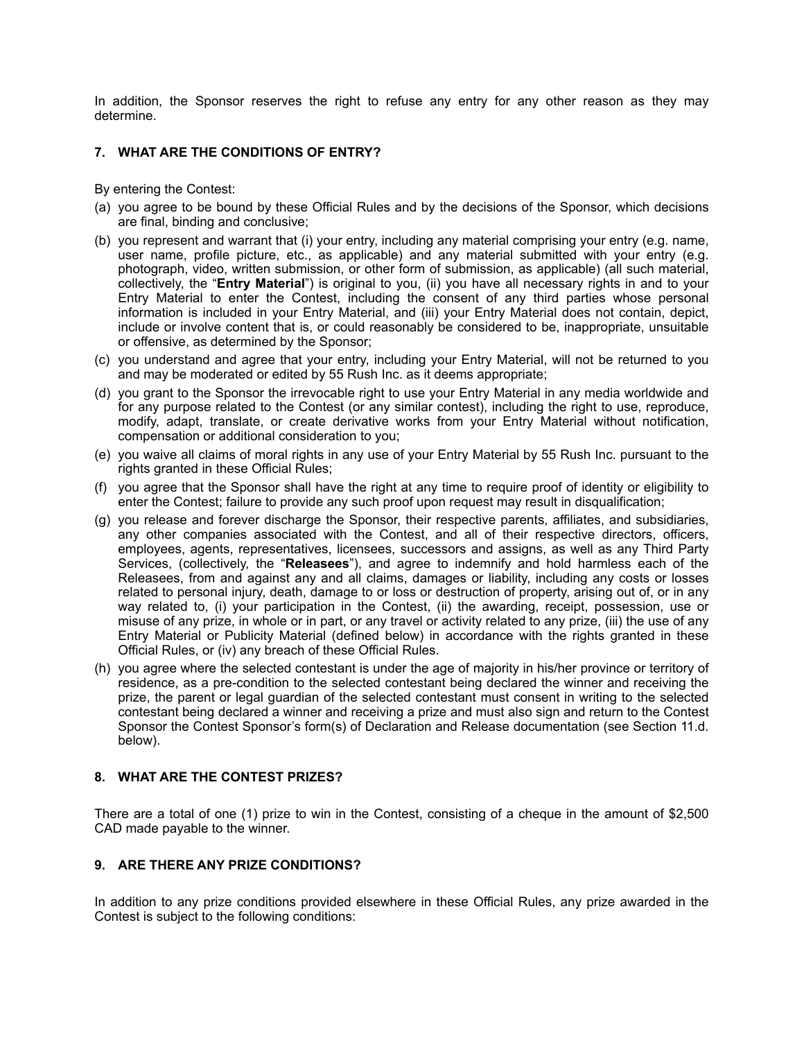In addition, the Sponsor reserves the right to refuse any entry for any other reason as they may determine.

## 7. WHAT ARE THE CONDITIONS OF ENTRY?

By entering the Contest:

(a) you agree to be bound by these Official Rules and by the decisions of the Sponsor, which decisions are final, binding and conclusive;

(b) you represent and warrant that (i) your entry, including any material comprising your entry (e.g. name, user name, profile picture, etc., as applicable) and any material submitted with your entry (e.g. photograph, video, written submission, or other form of submission, as applicable) (all such material, collectively, the "**Entry Material**") is original to you, (ii) you have all necessary rights in and to your Entry Material to enter the Contest, including the consent of any third parties whose personal information is included in your Entry Material, and (iii) your Entry Material does not contain, depict, include or involve content that is, or could reasonably be considered to be, inappropriate, unsuitable or offensive, as determined by the Sponsor;

(c) you understand and agree that your entry, including your Entry Material, will not be returned to you and may be moderated or edited by 55 Rush Inc. as it deems appropriate;

(d) you grant to the Sponsor the irrevocable right to use your Entry Material in any media worldwide and for any purpose related to the Contest (or any similar contest), including the right to use, reproduce, modify, adapt, translate, or create derivative works from your Entry Material without notification, compensation or additional consideration to you;

(e) you waive all claims of moral rights in any use of your Entry Material by 55 Rush Inc. pursuant to the rights granted in these Official Rules;

(f) you agree that the Sponsor shall have the right at any time to require proof of identity or eligibility to enter the Contest; failure to provide any such proof upon request may result in disqualification;

(g) you release and forever discharge the Sponsor, their respective parents, affiliates, and subsidiaries, any other companies associated with the Contest, and all of their respective directors, officers, employees, agents, representatives, licensees, successors and assigns, as well as any Third Party Services, (collectively, the "**Releasees**"), and agree to indemnify and hold harmless each of the Releasees, from and against any and all claims, damages or liability, including any costs or losses related to personal injury, death, damage to or loss or destruction of property, arising out of, or in any way related to, (i) your participation in the Contest, (ii) the awarding, receipt, possession, use or misuse of any prize, in whole or in part, or any travel or activity related to any prize, (iii) the use of any Entry Material or Publicity Material (defined below) in accordance with the rights granted in these Official Rules, or (iv) any breach of these Official Rules.

(h) you agree where the selected contestant is under the age of majority in his/her province or territory of residence, as a pre-condition to the selected contestant being declared the winner and receiving the prize, the parent or legal guardian of the selected contestant must consent in writing to the selected contestant being declared a winner and receiving a prize and must also sign and return to the Contest Sponsor the Contest Sponsor's form(s) of Declaration and Release documentation (see Section 11.d. below).

## 8. WHAT ARE THE CONTEST PRIZES?

There are a total of one (1) prize to win in the Contest, consisting of a cheque in the amount of $2,500 CAD made payable to the winner.

## 9. ARE THERE ANY PRIZE CONDITIONS?

In addition to any prize conditions provided elsewhere in these Official Rules, any prize awarded in the Contest is subject to the following conditions: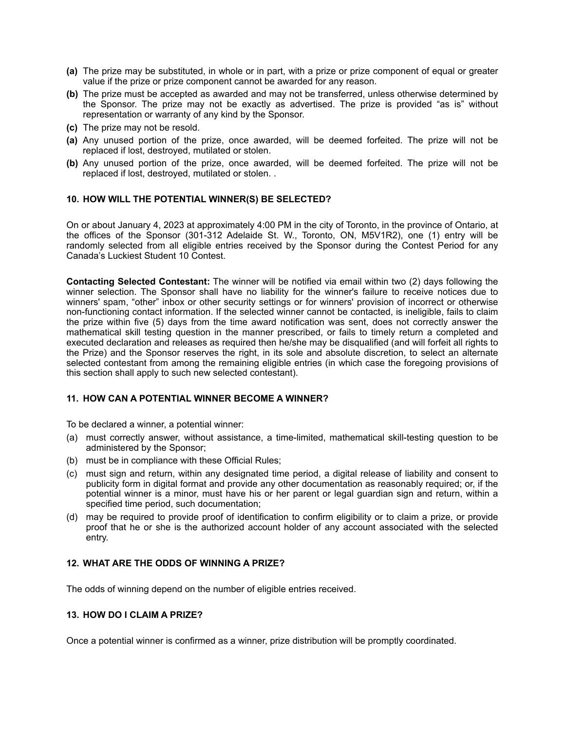- **(a)** The prize may be substituted, in whole or in part, with a prize or prize component of equal or greater value if the prize or prize component cannot be awarded for any reason.
- **(b)** The prize must be accepted as awarded and may not be transferred, unless otherwise determined by the Sponsor. The prize may not be exactly as advertised. The prize is provided "as is" without representation or warranty of any kind by the Sponsor.
- **(c)** The prize may not be resold.
- **(a)** Any unused portion of the prize, once awarded, will be deemed forfeited. The prize will not be replaced if lost, destroyed, mutilated or stolen.
- **(b)** Any unused portion of the prize, once awarded, will be deemed forfeited. The prize will not be replaced if lost, destroyed, mutilated or stolen. .

## 10. HOW WILL THE POTENTIAL WINNER(S) BE SELECTED?

On or about January 4, 2023 at approximately 4:00 PM in the city of Toronto, in the province of Ontario, at the offices of the Sponsor (301-312 Adelaide St. W., Toronto, ON, M5V1R2), one (1) entry will be randomly selected from all eligible entries received by the Sponsor during the Contest Period for any Canada's Luckiest Student 10 Contest.

**Contacting Selected Contestant:** The winner will be notified via email within two (2) days following the winner selection. The Sponsor shall have no liability for the winner's failure to receive notices due to winners' spam, "other" inbox or other security settings or for winners' provision of incorrect or otherwise non-functioning contact information. If the selected winner cannot be contacted, is ineligible, fails to claim the prize within five (5) days from the time award notification was sent, does not correctly answer the mathematical skill testing question in the manner prescribed, or fails to timely return a completed and executed declaration and releases as required then he/she may be disqualified (and will forfeit all rights to the Prize) and the Sponsor reserves the right, in its sole and absolute discretion, to select an alternate selected contestant from among the remaining eligible entries (in which case the foregoing provisions of this section shall apply to such new selected contestant).

## 11. HOW CAN A POTENTIAL WINNER BECOME A WINNER?

To be declared a winner, a potential winner:

- (a) must correctly answer, without assistance, a time-limited, mathematical skill-testing question to be administered by the Sponsor;
- (b) must be in compliance with these Official Rules;
- (c) must sign and return, within any designated time period, a digital release of liability and consent to publicity form in digital format and provide any other documentation as reasonably required; or, if the potential winner is a minor, must have his or her parent or legal guardian sign and return, within a specified time period, such documentation;
- (d) may be required to provide proof of identification to confirm eligibility or to claim a prize, or provide proof that he or she is the authorized account holder of any account associated with the selected entry.

## 12. WHAT ARE THE ODDS OF WINNING A PRIZE?

The odds of winning depend on the number of eligible entries received.

## 13. HOW DO I CLAIM A PRIZE?

Once a potential winner is confirmed as a winner, prize distribution will be promptly coordinated.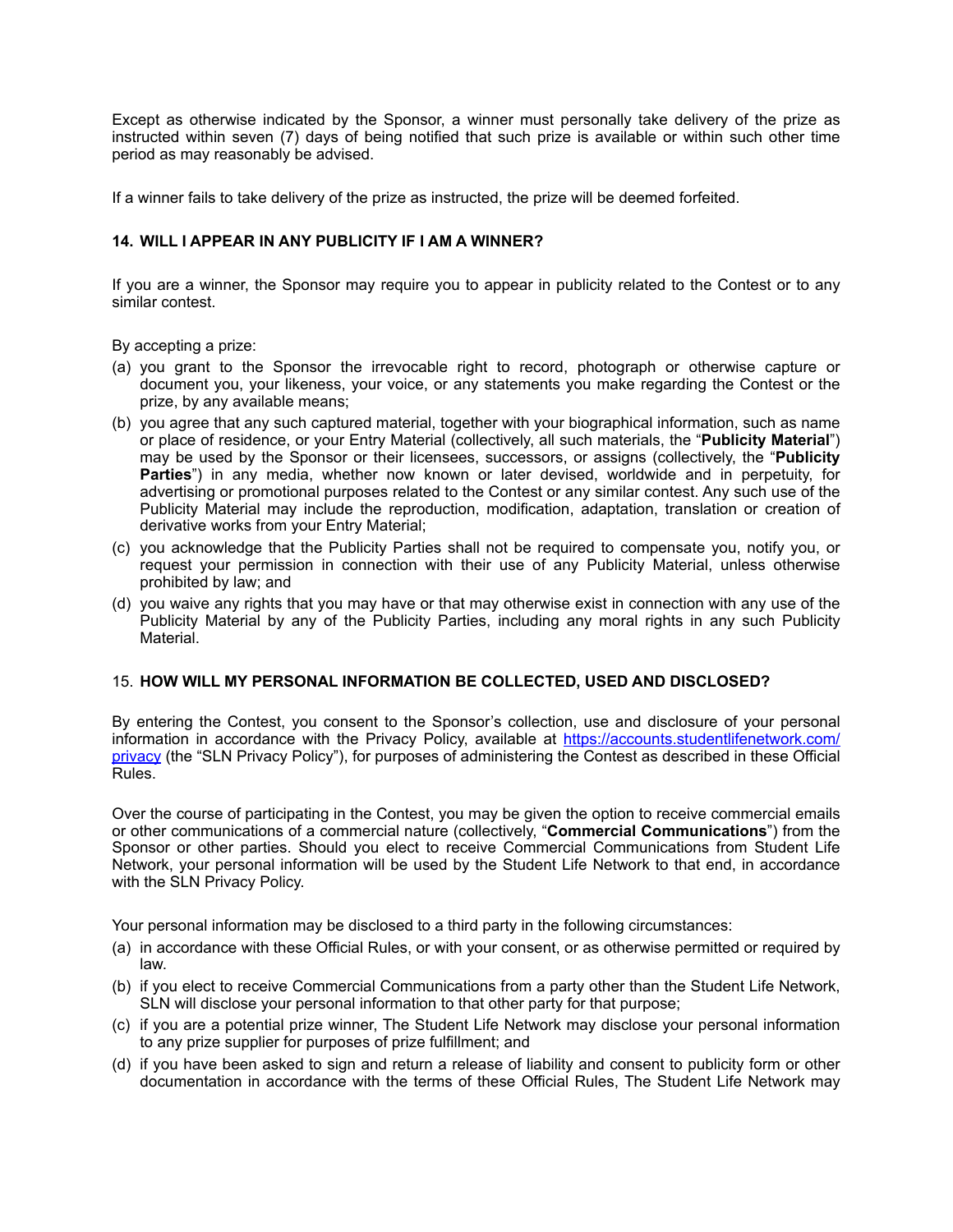Except as otherwise indicated by the Sponsor, a winner must personally take delivery of the prize as instructed within seven (7) days of being notified that such prize is available or within such other time period as may reasonably be advised.

If a winner fails to take delivery of the prize as instructed, the prize will be deemed forfeited.

### 14. WILL I APPEAR IN ANY PUBLICITY IF I AM A WINNER?

If you are a winner, the Sponsor may require you to appear in publicity related to the Contest or to any similar contest.

By accepting a prize:

(a) you grant to the Sponsor the irrevocable right to record, photograph or otherwise capture or document you, your likeness, your voice, or any statements you make regarding the Contest or the prize, by any available means;

(b) you agree that any such captured material, together with your biographical information, such as name or place of residence, or your Entry Material (collectively, all such materials, the "**Publicity Material**") may be used by the Sponsor or their licensees, successors, or assigns (collectively, the "**Publicity Parties**") in any media, whether now known or later devised, worldwide and in perpetuity, for advertising or promotional purposes related to the Contest or any similar contest. Any such use of the Publicity Material may include the reproduction, modification, adaptation, translation or creation of derivative works from your Entry Material;

(c) you acknowledge that the Publicity Parties shall not be required to compensate you, notify you, or request your permission in connection with their use of any Publicity Material, unless otherwise prohibited by law; and

(d) you waive any rights that you may have or that may otherwise exist in connection with any use of the Publicity Material by any of the Publicity Parties, including any moral rights in any such Publicity Material.

### 15. HOW WILL MY PERSONAL INFORMATION BE COLLECTED, USED AND DISCLOSED?

By entering the Contest, you consent to the Sponsor's collection, use and disclosure of your personal information in accordance with the Privacy Policy, available at [https://accounts.studentlifenetwork.com/privacy](https://accounts.studentlifenetwork.com/privacy) (the "SLN Privacy Policy"), for purposes of administering the Contest as described in these Official Rules.

Over the course of participating in the Contest, you may be given the option to receive commercial emails or other communications of a commercial nature (collectively, "**Commercial Communications**") from the Sponsor or other parties. Should you elect to receive Commercial Communications from Student Life Network, your personal information will be used by the Student Life Network to that end, in accordance with the SLN Privacy Policy.

Your personal information may be disclosed to a third party in the following circumstances:

(a) in accordance with these Official Rules, or with your consent, or as otherwise permitted or required by law.

(b) if you elect to receive Commercial Communications from a party other than the Student Life Network, SLN will disclose your personal information to that other party for that purpose;

(c) if you are a potential prize winner, The Student Life Network may disclose your personal information to any prize supplier for purposes of prize fulfillment; and

(d) if you have been asked to sign and return a release of liability and consent to publicity form or other documentation in accordance with the terms of these Official Rules, The Student Life Network may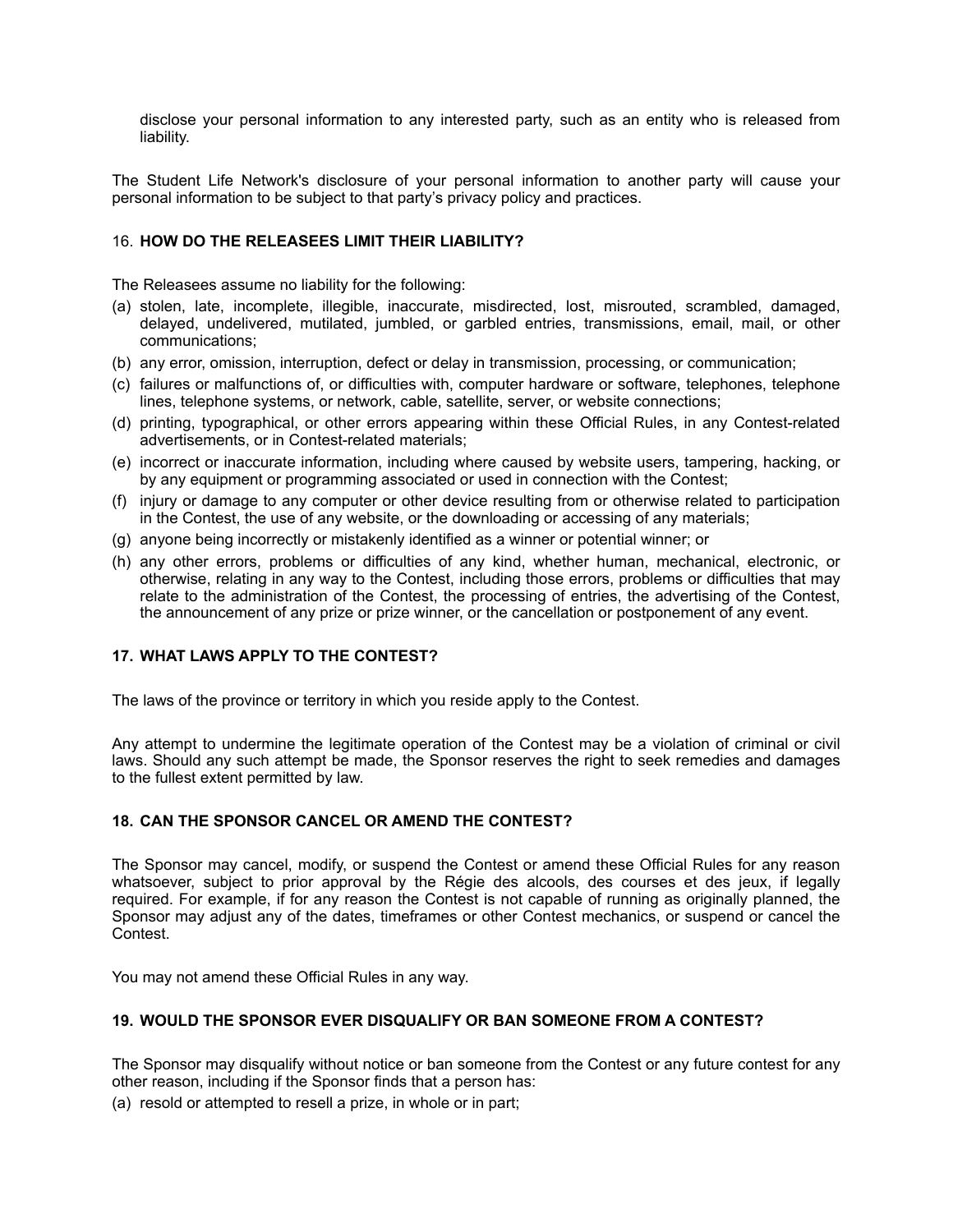disclose your personal information to any interested party, such as an entity who is released from liability.

The Student Life Network's disclosure of your personal information to another party will cause your personal information to be subject to that party's privacy policy and practices.

### 16. HOW DO THE RELEASEES LIMIT THEIR LIABILITY?

The Releasees assume no liability for the following:

(a) stolen, late, incomplete, illegible, inaccurate, misdirected, lost, misrouted, scrambled, damaged, delayed, undelivered, mutilated, jumbled, or garbled entries, transmissions, email, mail, or other communications;

(b) any error, omission, interruption, defect or delay in transmission, processing, or communication;

(c) failures or malfunctions of, or difficulties with, computer hardware or software, telephones, telephone lines, telephone systems, or network, cable, satellite, server, or website connections;

(d) printing, typographical, or other errors appearing within these Official Rules, in any Contest-related advertisements, or in Contest-related materials;

(e) incorrect or inaccurate information, including where caused by website users, tampering, hacking, or by any equipment or programming associated or used in connection with the Contest;

(f) injury or damage to any computer or other device resulting from or otherwise related to participation in the Contest, the use of any website, or the downloading or accessing of any materials;

(g) anyone being incorrectly or mistakenly identified as a winner or potential winner; or

(h) any other errors, problems or difficulties of any kind, whether human, mechanical, electronic, or otherwise, relating in any way to the Contest, including those errors, problems or difficulties that may relate to the administration of the Contest, the processing of entries, the advertising of the Contest, the announcement of any prize or prize winner, or the cancellation or postponement of any event.

### 17. WHAT LAWS APPLY TO THE CONTEST?

The laws of the province or territory in which you reside apply to the Contest.

Any attempt to undermine the legitimate operation of the Contest may be a violation of criminal or civil laws. Should any such attempt be made, the Sponsor reserves the right to seek remedies and damages to the fullest extent permitted by law.

### 18. CAN THE SPONSOR CANCEL OR AMEND THE CONTEST?

The Sponsor may cancel, modify, or suspend the Contest or amend these Official Rules for any reason whatsoever, subject to prior approval by the Régie des alcools, des courses et des jeux, if legally required. For example, if for any reason the Contest is not capable of running as originally planned, the Sponsor may adjust any of the dates, timeframes or other Contest mechanics, or suspend or cancel the Contest.

You may not amend these Official Rules in any way.

### 19. WOULD THE SPONSOR EVER DISQUALIFY OR BAN SOMEONE FROM A CONTEST?

The Sponsor may disqualify without notice or ban someone from the Contest or any future contest for any other reason, including if the Sponsor finds that a person has:

(a) resold or attempted to resell a prize, in whole or in part;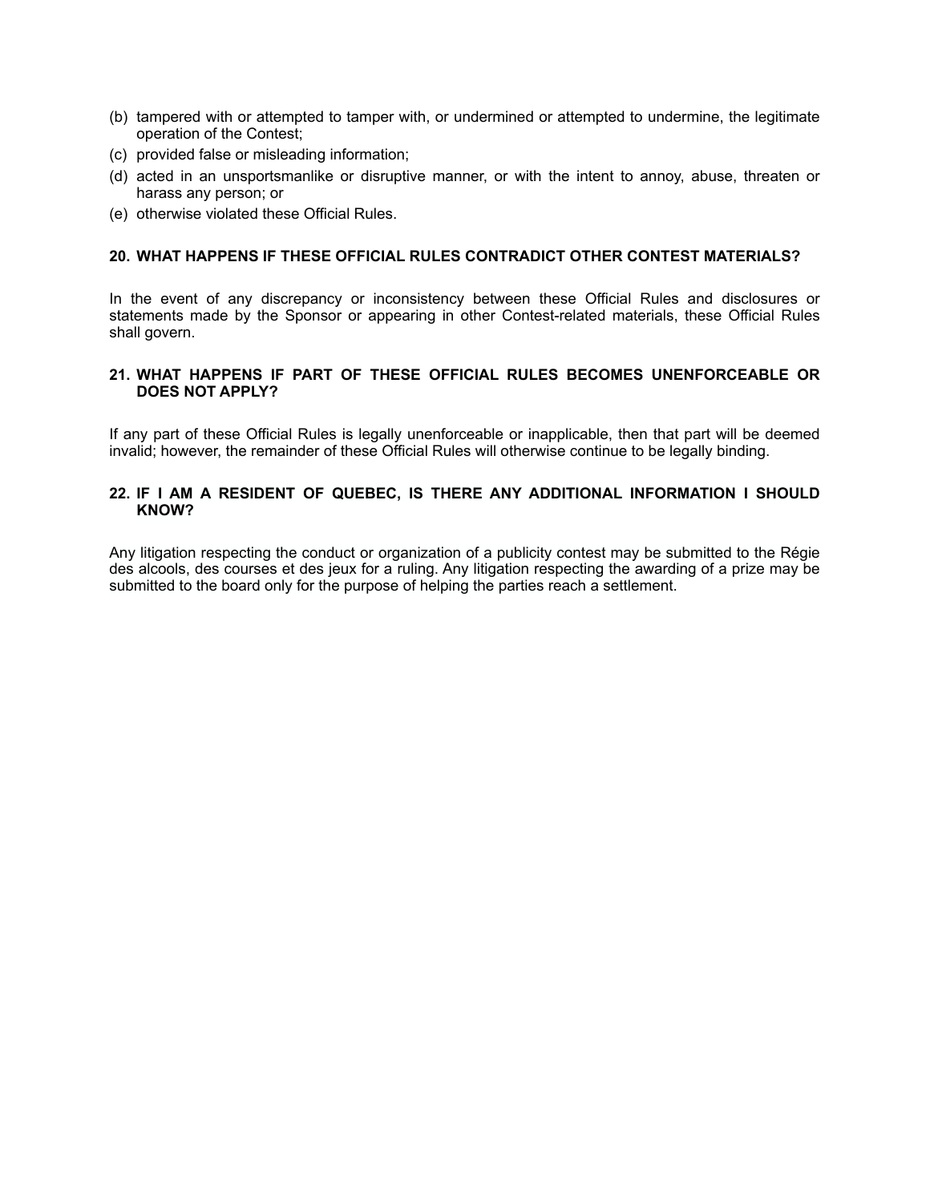(b) tampered with or attempted to tamper with, or undermined or attempted to undermine, the legitimate operation of the Contest;
(c) provided false or misleading information;
(d) acted in an unsportsmanlike or disruptive manner, or with the intent to annoy, abuse, threaten or harass any person; or
(e) otherwise violated these Official Rules.

## 20. WHAT HAPPENS IF THESE OFFICIAL RULES CONTRADICT OTHER CONTEST MATERIALS?

In the event of any discrepancy or inconsistency between these Official Rules and disclosures or statements made by the Sponsor or appearing in other Contest-related materials, these Official Rules shall govern.

## 21. WHAT HAPPENS IF PART OF THESE OFFICIAL RULES BECOMES UNENFORCEABLE OR DOES NOT APPLY?

If any part of these Official Rules is legally unenforceable or inapplicable, then that part will be deemed invalid; however, the remainder of these Official Rules will otherwise continue to be legally binding.

## 22. IF I AM A RESIDENT OF QUEBEC, IS THERE ANY ADDITIONAL INFORMATION I SHOULD KNOW?

Any litigation respecting the conduct or organization of a publicity contest may be submitted to the Régie des alcools, des courses et des jeux for a ruling. Any litigation respecting the awarding of a prize may be submitted to the board only for the purpose of helping the parties reach a settlement.